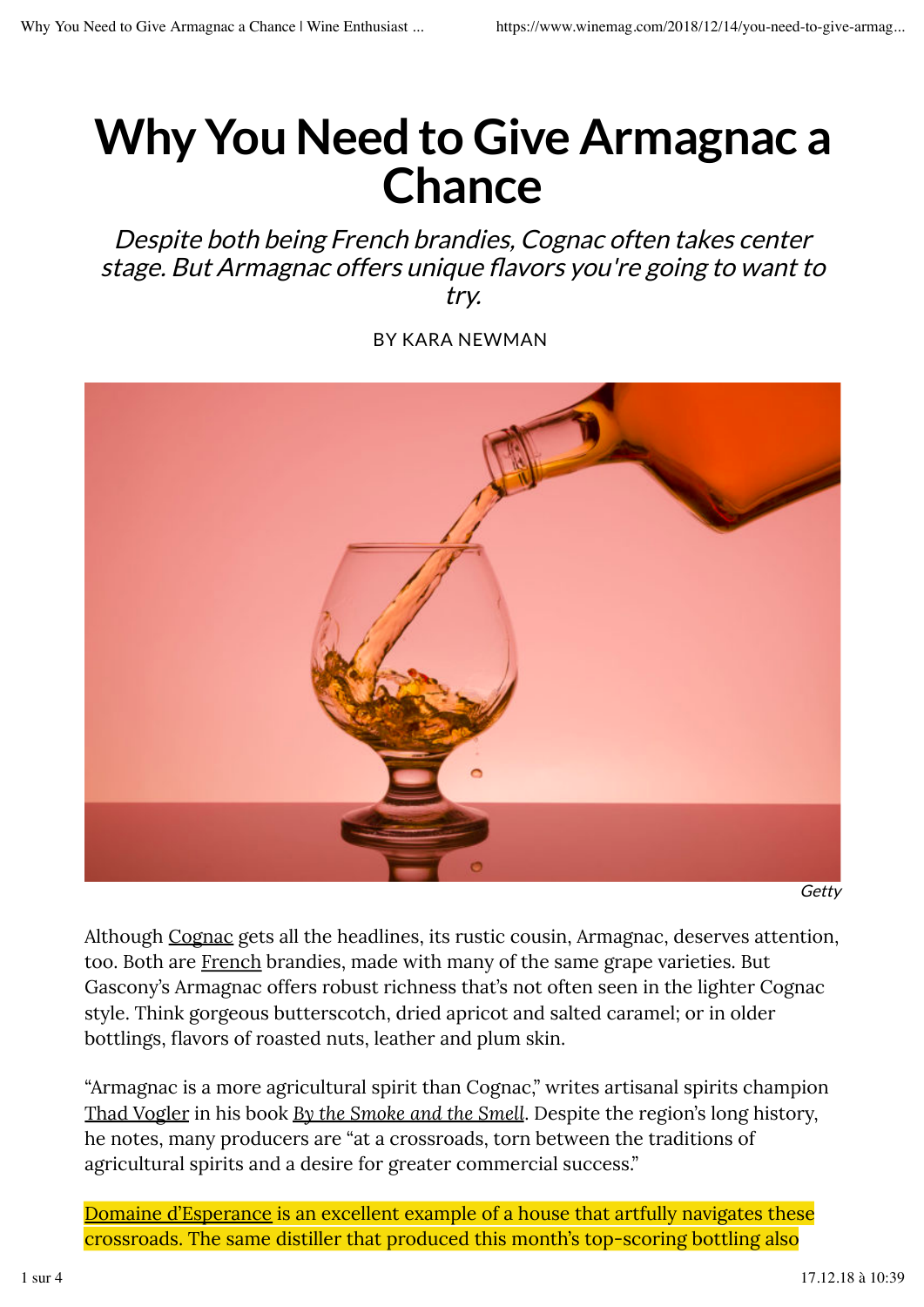# Why You Need to Give Armagnac a Chance

*Despite both being French brandies, Cognac often takes center stage. But Armagnac offers unique flavors you're going to want to try.*

BY KARA NEWMAN

Getty

Although Cognac gets all the headlines, its rustic cousin, Armagnac, deserves attention, too. Both are French brandies, made with many of the same grape varieties. But Gascony's Armagnac offers robust richness that's not often seen in the lighter Cognac style. Think gorgeous butterscotch, dried apricot and salted caramel; or in older bottlings, flavors of roasted nuts, leather and plum skin.

"Armagnac is a more agricultural spirit than Cognac," writes artisanal spirits champion Thad Vogler in his book *By the Smoke and the Smell*. Despite the region's long history, he notes, many producers are "at a crossroads, torn between the traditions of agricultural spirits and a desire for greater commercial success."

Domaine d'Esperance is an excellent example of a house that artfully navigates these crossroads. The same distiller that produced this month's top-scoring bottling also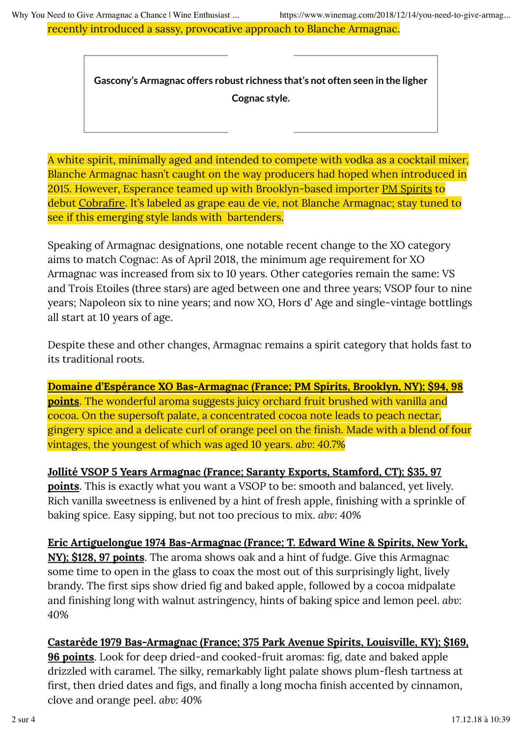recently introduced a sassy, provocative approach to Blanche Armagnac.

**Gascony's Armagnac offers robust richness that's not often seen in the ligher Cognac style.**

A white spirit, minimally aged and intended to compete with vodka as a cocktail mixer, Blanche Armagnac hasn't caught on the way producers had hoped when introduced in 2015. However, Esperance teamed up with Brooklyn-based importer PM Spirits to debut Cobrafire. It's labeled as grape eau de vie, not Blanche Armagnac; stay tuned to see if this emerging style lands with  bartenders.

Speaking of Armagnac designations, one notable recent change to the XO category aims to match Cognac: As of April 2018, the minimum age requirement for XO Armagnac was increased from six to 10 years. Other categories remain the same: VS and Trois Etoiles (three stars) are aged between one and three years; VSOP four to nine years; Napoleon six to nine years; and now XO, Hors d' Age and single-vintage bottlings all start at 10 years of age.

Despite these and other changes, Armagnac remains a spirit category that holds fast to its traditional roots.

**Domaine d'Espérance XO Bas-Armagnac (France; PM Spirits, Brooklyn, NY); $94, 98 points**. The wonderful aroma suggests juicy orchard fruit brushed with vanilla and cocoa. On the supersoft palate, a concentrated cocoa note leads to peach nectar, gingery spice and a delicate curl of orange peel on the finish. Made with a blend of four vintages, the youngest of which was aged 10 years. *abv*: 40.7%

**Jollité VSOP 5 Years Armagnac (France; Saranty Exports, Stamford, CT); $35, 97 points**. This is exactly what you want a VSOP to be: smooth and balanced, yet lively. Rich vanilla sweetness is enlivened by a hint of fresh apple, finishing with a sprinkle of baking spice. Easy sipping, but not too precious to mix. *abv*: 40%

**Eric Artiguelongue 1974 Bas-Armagnac (France; T. Edward Wine & Spirits, New York, NY); $128, 97 points**. The aroma shows oak and a hint of fudge. Give this Armagnac some time to open in the glass to coax the most out of this surprisingly light, lively brandy. The first sips show dried fig and baked apple, followed by a cocoa midpalate and finishing long with walnut astringency, hints of baking spice and lemon peel. *abv*: 40%

**Castarède 1979 Bas-Armagnac (France; 375 Park Avenue Spirits, Louisville, KY); $169, 96 points**. Look for deep dried-and cooked-fruit aromas: fig, date and baked apple drizzled with caramel. The silky, remarkably light palate shows plum-flesh tartness at first, then dried dates and figs, and finally a long mocha finish accented by cinnamon, clove and orange peel. *abv*: 40%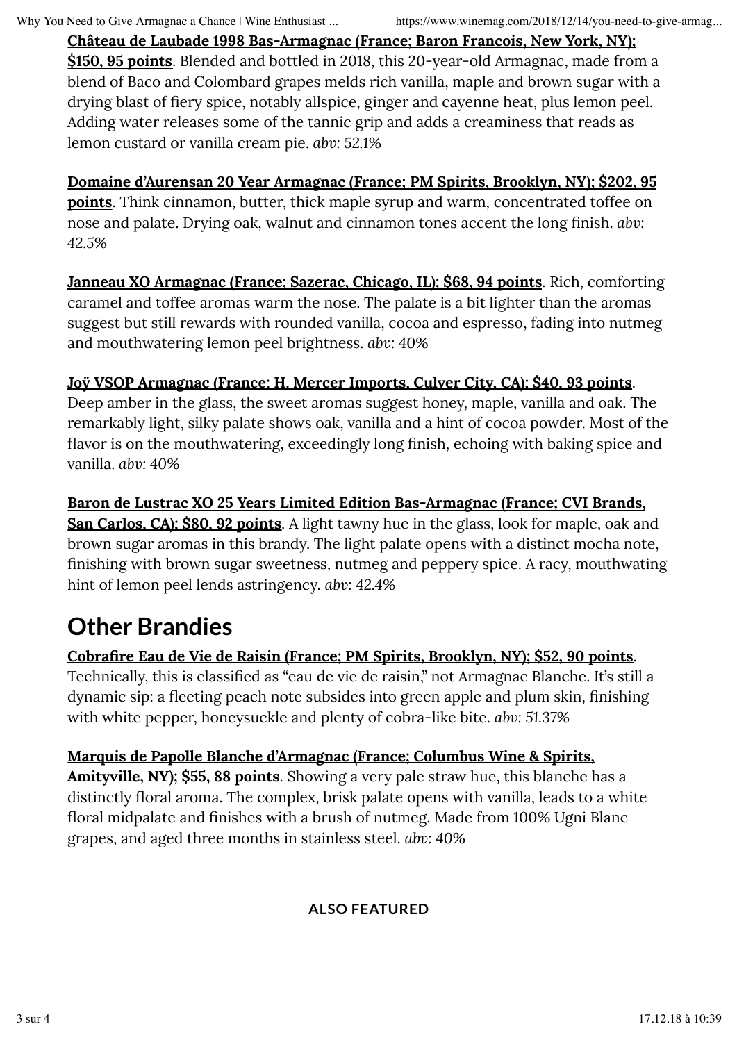**Château de Laubade 1998 Bas-Armagnac (France; Baron Francois, New York, NY); $150, 95 points**. Blended and bottled in 2018, this 20-year-old Armagnac, made from a blend of Baco and Colombard grapes melds rich vanilla, maple and brown sugar with a drying blast of fiery spice, notably allspice, ginger and cayenne heat, plus lemon peel. Adding water releases some of the tannic grip and adds a creaminess that reads as lemon custard or vanilla cream pie. *abv*: 52.1%

**Domaine d'Aurensan 20 Year Armagnac (France; PM Spirits, Brooklyn, NY); $202, 95 points**. Think cinnamon, butter, thick maple syrup and warm, concentrated toffee on nose and palate. Drying oak, walnut and cinnamon tones accent the long finish. *abv*: 42.5%

**Janneau XO Armagnac (France; Sazerac, Chicago, IL); $68, 94 points**. Rich, comforting caramel and toffee aromas warm the nose. The palate is a bit lighter than the aromas suggest but still rewards with rounded vanilla, cocoa and espresso, fading into nutmeg and mouthwatering lemon peel brightness. *abv*: 40%

**Joÿ VSOP Armagnac (France; H. Mercer Imports, Culver City, CA); $40, 93 points**. Deep amber in the glass, the sweet aromas suggest honey, maple, vanilla and oak. The remarkably light, silky palate shows oak, vanilla and a hint of cocoa powder. Most of the flavor is on the mouthwatering, exceedingly long finish, echoing with baking spice and vanilla. *abv*: 40%

**Baron de Lustrac XO 25 Years Limited Edition Bas-Armagnac (France; CVI Brands, San Carlos, CA); $80, 92 points**. A light tawny hue in the glass, look for maple, oak and brown sugar aromas in this brandy. The light palate opens with a distinct mocha note, finishing with brown sugar sweetness, nutmeg and peppery spice. A racy, mouthwating hint of lemon peel lends astringency. *abv*: 42.4%

## Other Brandies

**Cobrafire Eau de Vie de Raisin (France; PM Spirits, Brooklyn, NY); $52, 90 points**. Technically, this is classified as "eau de vie de raisin," not Armagnac Blanche. It's still a dynamic sip: a fleeting peach note subsides into green apple and plum skin, finishing with white pepper, honeysuckle and plenty of cobra-like bite. *abv*: 51.37%

**Marquis de Papolle Blanche d'Armagnac (France; Columbus Wine & Spirits, Amityville, NY); $55, 88 points**. Showing a very pale straw hue, this blanche has a distinctly floral aroma. The complex, brisk palate opens with vanilla, leads to a white floral midpalate and finishes with a brush of nutmeg. Made from 100% Ugni Blanc grapes, and aged three months in stainless steel. *abv*: 40%

**ALSO FEATURED**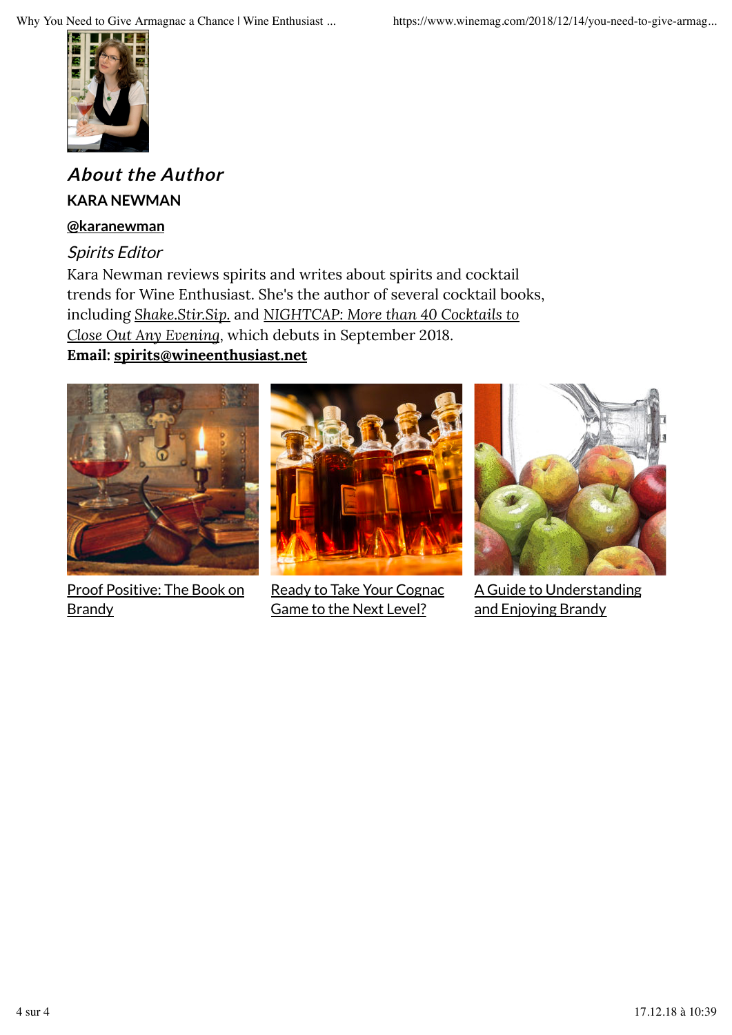## *About the Author*

**KARA NEWMAN**

**@karanewman**

*Spirits Editor*

Kara Newman reviews spirits and writes about spirits and cocktail trends for Wine Enthusiast. She's the author of several cocktail books, including *Shake.Stir.Sip.* and *NIGHTCAP: More than 40 Cocktails to Close Out Any Evening*, which debuts in September 2018.

**Email: spirits@wineenthusiast.net**

Proof Positive: The Book on Brandy

Ready to Take Your Cognac Game to the Next Level?

A Guide to Understanding and Enjoying Brandy